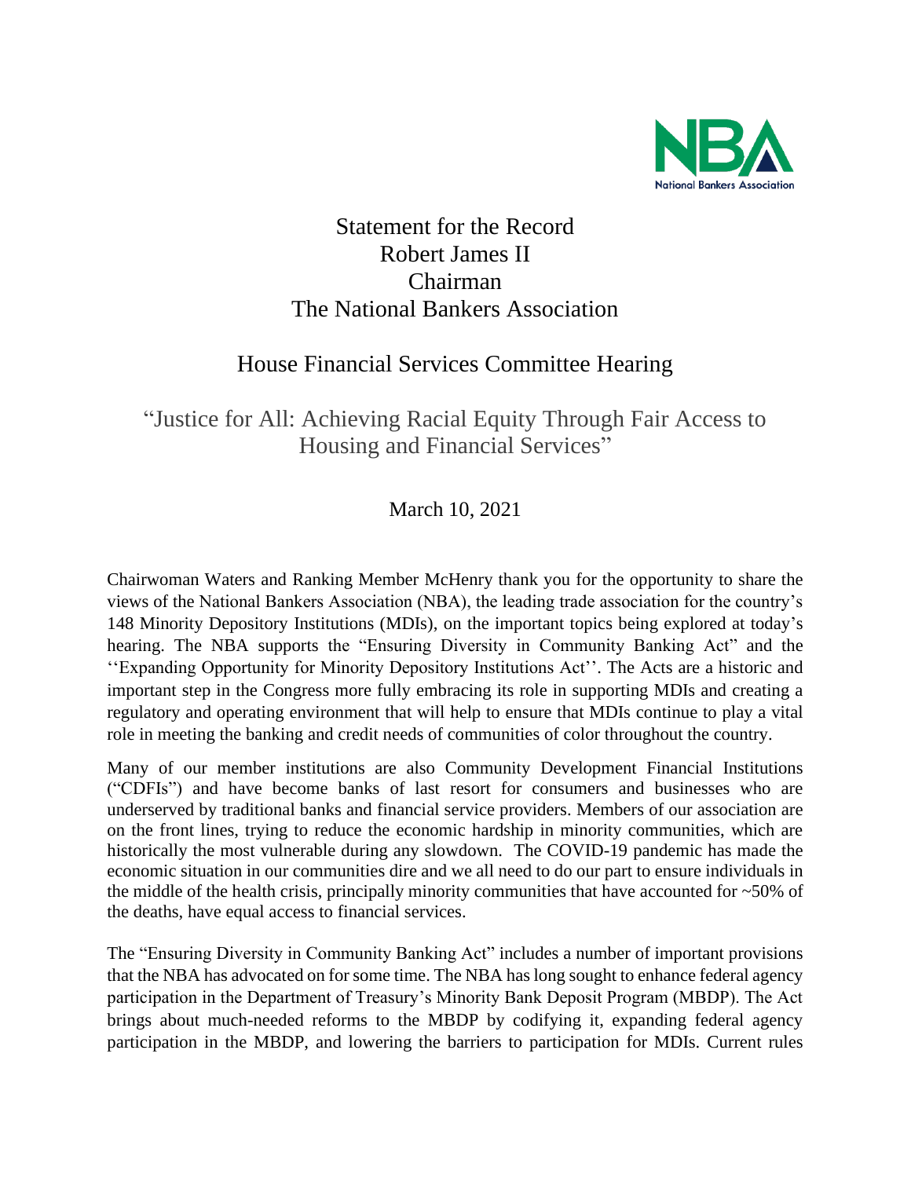National Bankers Association

# Statement for the Record
## Robert James II
## Chairman
## The National Bankers Association

## House Financial Services Committee Hearing

### "Justice for All: Achieving Racial Equity Through Fair Access to Housing and Financial Services"

March 10, 2021

Chairwoman Waters and Ranking Member McHenry thank you for the opportunity to share the views of the National Bankers Association (NBA), the leading trade association for the country's 148 Minority Depository Institutions (MDIs), on the important topics being explored at today's hearing. The NBA supports the "Ensuring Diversity in Community Banking Act" and the ''Expanding Opportunity for Minority Depository Institutions Act''. The Acts are a historic and important step in the Congress more fully embracing its role in supporting MDIs and creating a regulatory and operating environment that will help to ensure that MDIs continue to play a vital role in meeting the banking and credit needs of communities of color throughout the country.

Many of our member institutions are also Community Development Financial Institutions ("CDFIs") and have become banks of last resort for consumers and businesses who are underserved by traditional banks and financial service providers. Members of our association are on the front lines, trying to reduce the economic hardship in minority communities, which are historically the most vulnerable during any slowdown. The COVID-19 pandemic has made the economic situation in our communities dire and we all need to do our part to ensure individuals in the middle of the health crisis, principally minority communities that have accounted for ~50% of the deaths, have equal access to financial services.

The "Ensuring Diversity in Community Banking Act" includes a number of important provisions that the NBA has advocated on for some time. The NBA has long sought to enhance federal agency participation in the Department of Treasury's Minority Bank Deposit Program (MBDP). The Act brings about much-needed reforms to the MBDP by codifying it, expanding federal agency participation in the MBDP, and lowering the barriers to participation for MDIs. Current rules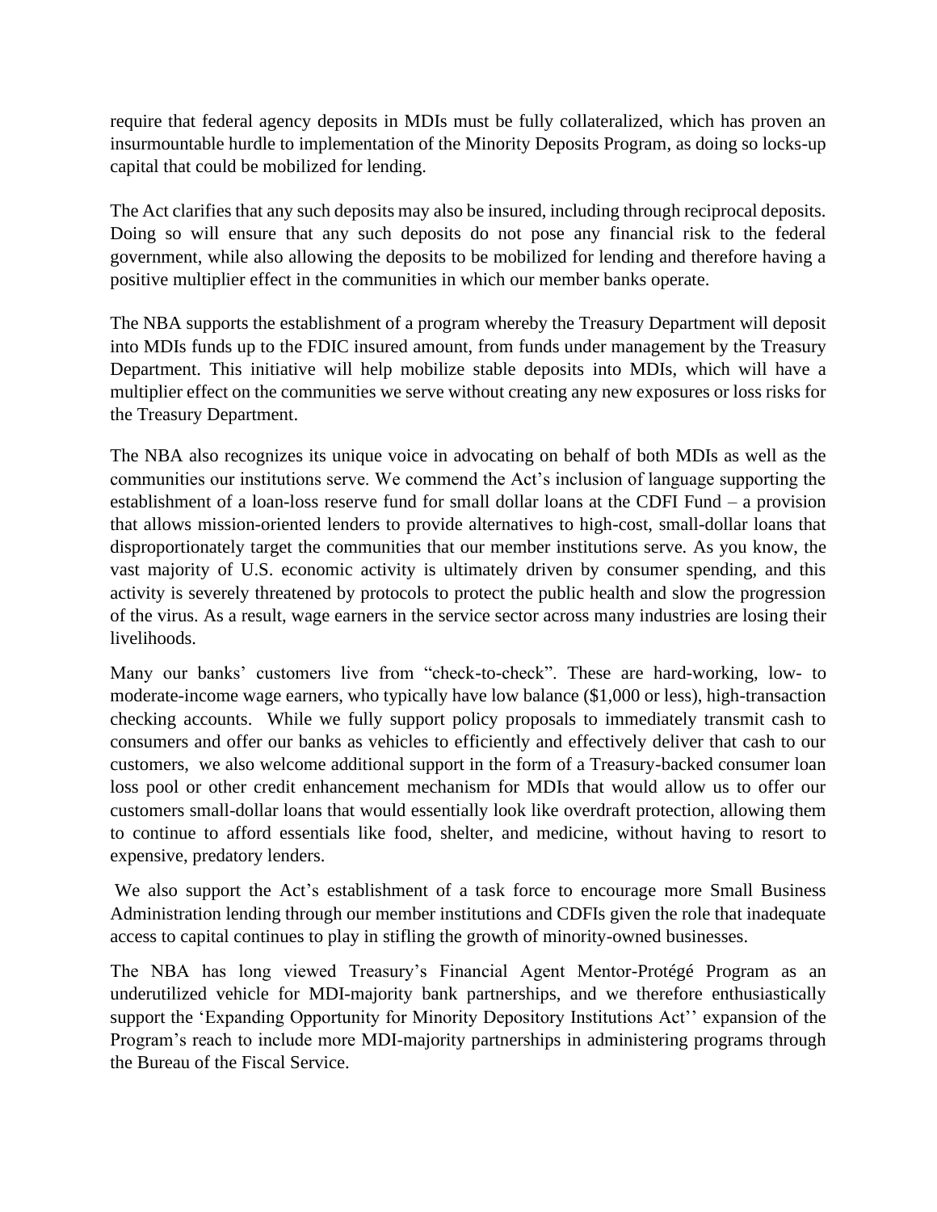require that federal agency deposits in MDIs must be fully collateralized, which has proven an insurmountable hurdle to implementation of the Minority Deposits Program, as doing so locks-up capital that could be mobilized for lending.

The Act clarifies that any such deposits may also be insured, including through reciprocal deposits. Doing so will ensure that any such deposits do not pose any financial risk to the federal government, while also allowing the deposits to be mobilized for lending and therefore having a positive multiplier effect in the communities in which our member banks operate.

The NBA supports the establishment of a program whereby the Treasury Department will deposit into MDIs funds up to the FDIC insured amount, from funds under management by the Treasury Department. This initiative will help mobilize stable deposits into MDIs, which will have a multiplier effect on the communities we serve without creating any new exposures or loss risks for the Treasury Department.

The NBA also recognizes its unique voice in advocating on behalf of both MDIs as well as the communities our institutions serve. We commend the Act's inclusion of language supporting the establishment of a loan-loss reserve fund for small dollar loans at the CDFI Fund – a provision that allows mission-oriented lenders to provide alternatives to high-cost, small-dollar loans that disproportionately target the communities that our member institutions serve. As you know, the vast majority of U.S. economic activity is ultimately driven by consumer spending, and this activity is severely threatened by protocols to protect the public health and slow the progression of the virus. As a result, wage earners in the service sector across many industries are losing their livelihoods.

Many our banks' customers live from "check-to-check". These are hard-working, low- to moderate-income wage earners, who typically have low balance ($1,000 or less), high-transaction checking accounts. While we fully support policy proposals to immediately transmit cash to consumers and offer our banks as vehicles to efficiently and effectively deliver that cash to our customers, we also welcome additional support in the form of a Treasury-backed consumer loan loss pool or other credit enhancement mechanism for MDIs that would allow us to offer our customers small-dollar loans that would essentially look like overdraft protection, allowing them to continue to afford essentials like food, shelter, and medicine, without having to resort to expensive, predatory lenders.

We also support the Act's establishment of a task force to encourage more Small Business Administration lending through our member institutions and CDFIs given the role that inadequate access to capital continues to play in stifling the growth of minority-owned businesses.

The NBA has long viewed Treasury's Financial Agent Mentor-Protégé Program as an underutilized vehicle for MDI-majority bank partnerships, and we therefore enthusiastically support the 'Expanding Opportunity for Minority Depository Institutions Act'' expansion of the Program's reach to include more MDI-majority partnerships in administering programs through the Bureau of the Fiscal Service.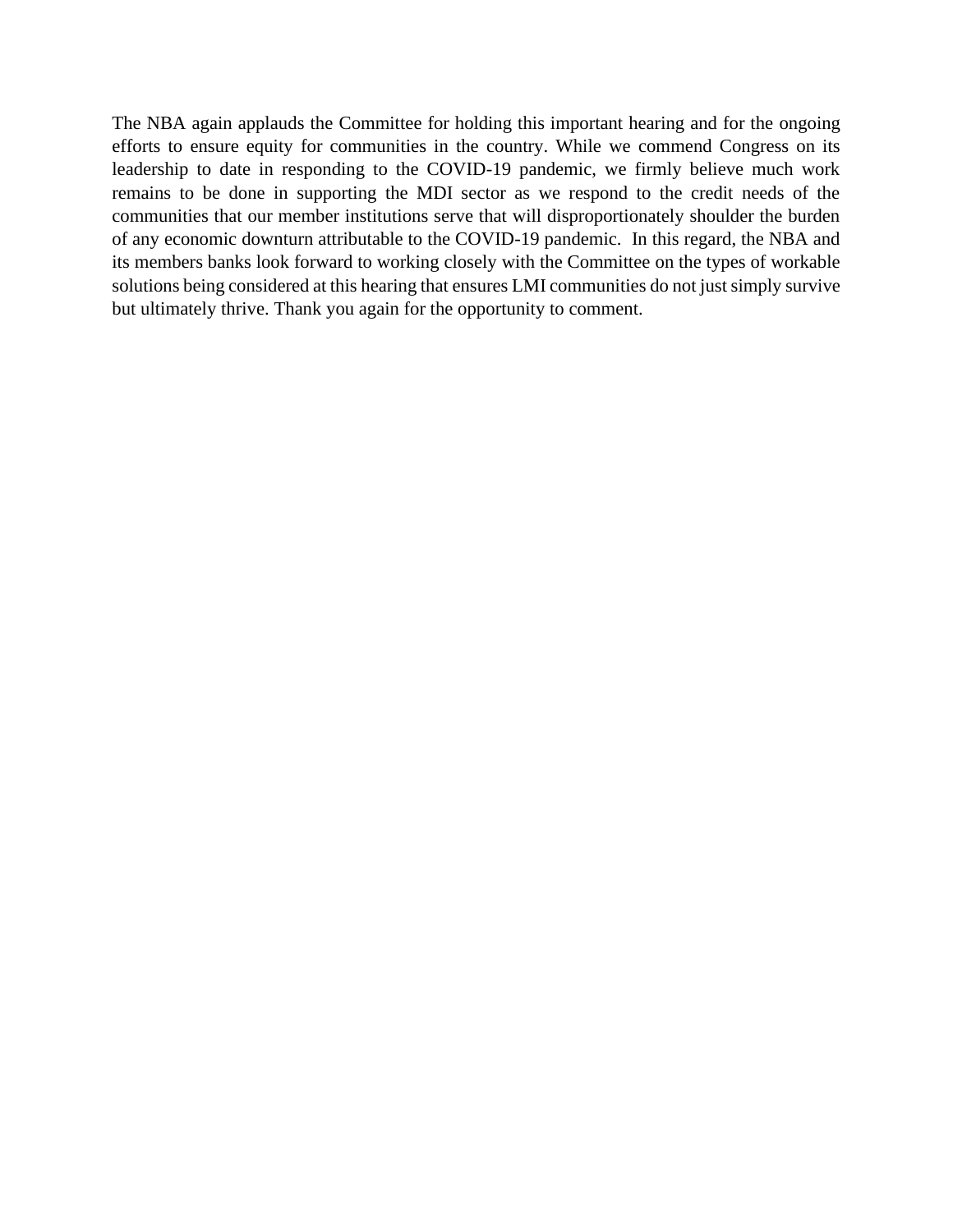The NBA again applauds the Committee for holding this important hearing and for the ongoing efforts to ensure equity for communities in the country. While we commend Congress on its leadership to date in responding to the COVID-19 pandemic, we firmly believe much work remains to be done in supporting the MDI sector as we respond to the credit needs of the communities that our member institutions serve that will disproportionately shoulder the burden of any economic downturn attributable to the COVID-19 pandemic. In this regard, the NBA and its members banks look forward to working closely with the Committee on the types of workable solutions being considered at this hearing that ensures LMI communities do not just simply survive but ultimately thrive. Thank you again for the opportunity to comment.